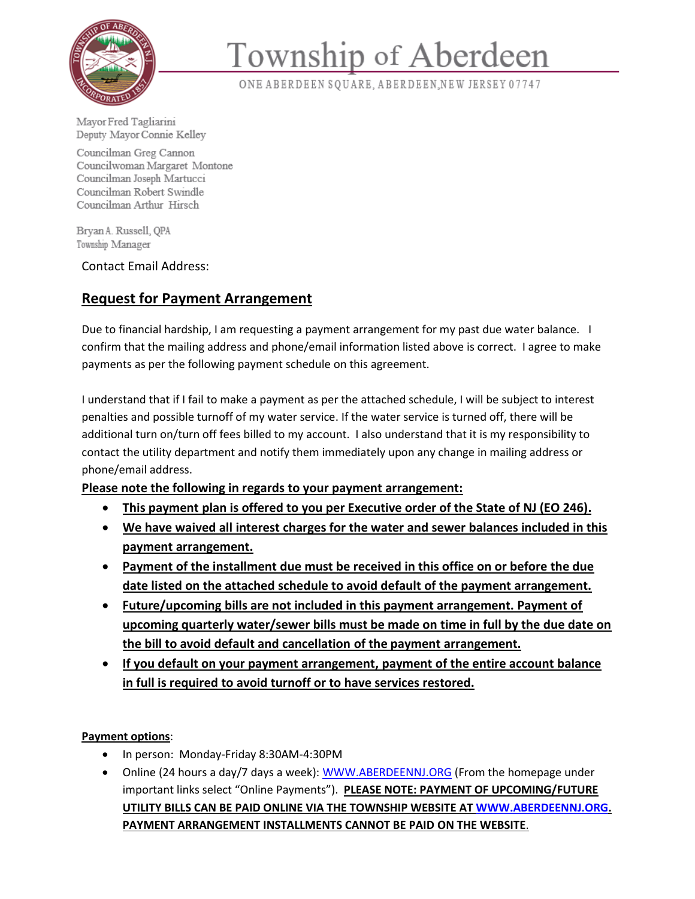# Township of Aberdeen

ONE ABERDEEN SQUARE, ABERDEEN, NEW JERSEY 07747

Mayor Fred Tagliarini
Deputy Mayor Connie Kelley

Councilman Greg Cannon
Councilwoman Margaret Montone
Councilman Joseph Martucci
Councilman Robert Swindle
Councilman Arthur Hirsch

Bryan A. Russell, QPA
Township Manager

Contact Email Address:

## Request for Payment Arrangement

Due to financial hardship, I am requesting a payment arrangement for my past due water balance. I confirm that the mailing address and phone/email information listed above is correct. I agree to make payments as per the following payment schedule on this agreement.

I understand that if I fail to make a payment as per the attached schedule, I will be subject to interest penalties and possible turnoff of my water service. If the water service is turned off, there will be additional turn on/turn off fees billed to my account. I also understand that it is my responsibility to contact the utility department and notify them immediately upon any change in mailing address or phone/email address.

**Please note the following in regards to your payment arrangement:**

- **This payment plan is offered to you per Executive order of the State of NJ (EO 246).**
- **We have waived all interest charges for the water and sewer balances included in this payment arrangement.**
- **Payment of the installment due must be received in this office on or before the due date listed on the attached schedule to avoid default of the payment arrangement.**
- **Future/upcoming bills are not included in this payment arrangement. Payment of upcoming quarterly water/sewer bills must be made on time in full by the due date on the bill to avoid default and cancellation of the payment arrangement.**
- **If you default on your payment arrangement, payment of the entire account balance in full is required to avoid turnoff or to have services restored.**

**Payment options**:

- In person: Monday-Friday 8:30AM-4:30PM
- Online (24 hours a day/7 days a week): WWW.ABERDEENNJ.ORG (From the homepage under important links select "Online Payments"). **PLEASE NOTE: PAYMENT OF UPCOMING/FUTURE UTILITY BILLS CAN BE PAID ONLINE VIA THE TOWNSHIP WEBSITE AT WWW.ABERDEENNJ.ORG. PAYMENT ARRANGEMENT INSTALLMENTS CANNOT BE PAID ON THE WEBSITE**.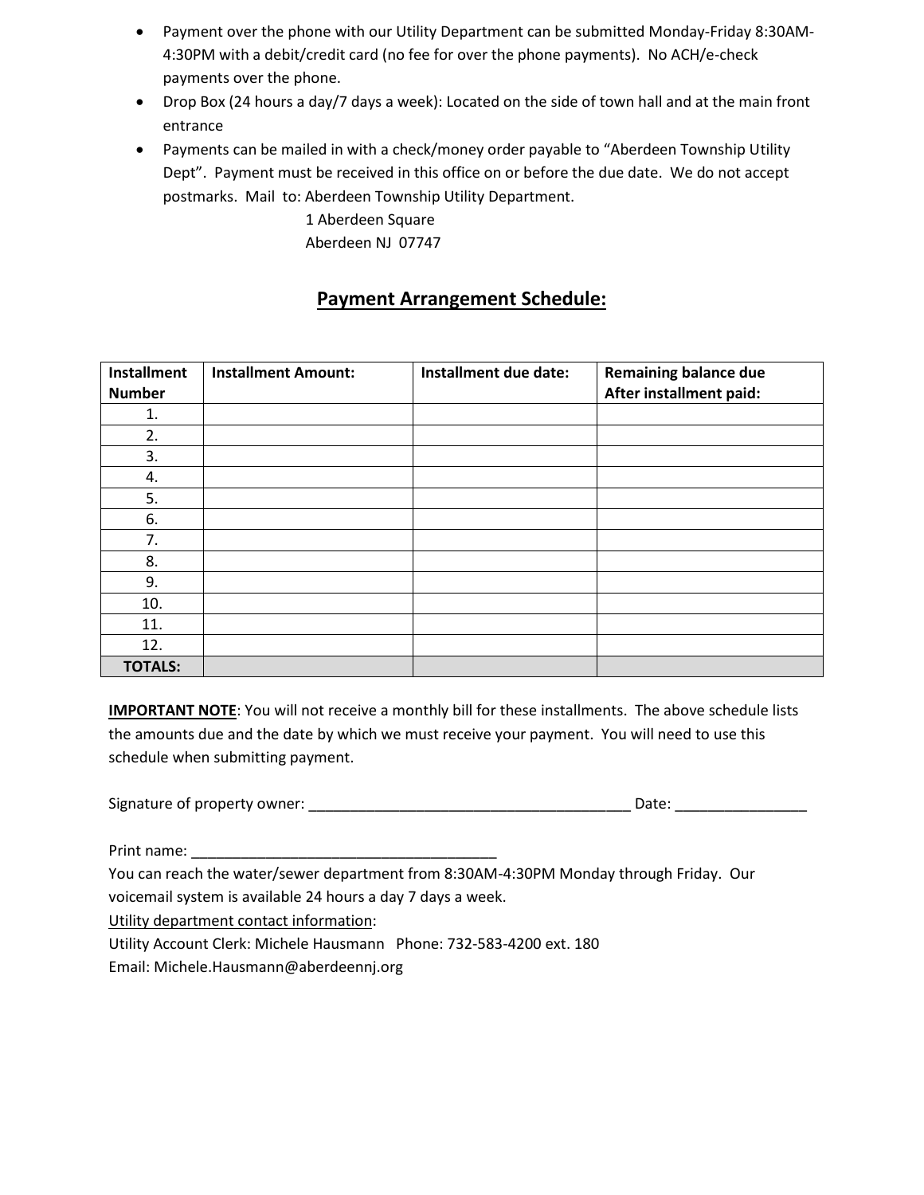- Payment over the phone with our Utility Department can be submitted Monday-Friday 8:30AM-4:30PM with a debit/credit card (no fee for over the phone payments). No ACH/e-check payments over the phone.
- Drop Box (24 hours a day/7 days a week): Located on the side of town hall and at the main front entrance
- Payments can be mailed in with a check/money order payable to "Aberdeen Township Utility Dept". Payment must be received in this office on or before the due date. We do not accept postmarks. Mail to: Aberdeen Township Utility Department.
  1 Aberdeen Square
  Aberdeen NJ 07747

## Payment Arrangement Schedule:

| Installment Number | Installment Amount: | Installment due date: | Remaining balance due After installment paid: |
|---|---|---|---|
| 1. | | | |
| 2. | | | |
| 3. | | | |
| 4. | | | |
| 5. | | | |
| 6. | | | |
| 7. | | | |
| 8. | | | |
| 9. | | | |
| 10. | | | |
| 11. | | | |
| 12. | | | |
| **TOTALS:** | | | |

**IMPORTANT NOTE**: You will not receive a monthly bill for these installments. The above schedule lists the amounts due and the date by which we must receive your payment. You will need to use this schedule when submitting payment.

Signature of property owner: _______________________________________ Date: ________________

Print name: _____________________________________

You can reach the water/sewer department from 8:30AM-4:30PM Monday through Friday. Our voicemail system is available 24 hours a day 7 days a week.

Utility department contact information:

Utility Account Clerk: Michele Hausmann Phone: 732-583-4200 ext. 180

Email: Michele.Hausmann@aberdeennj.org